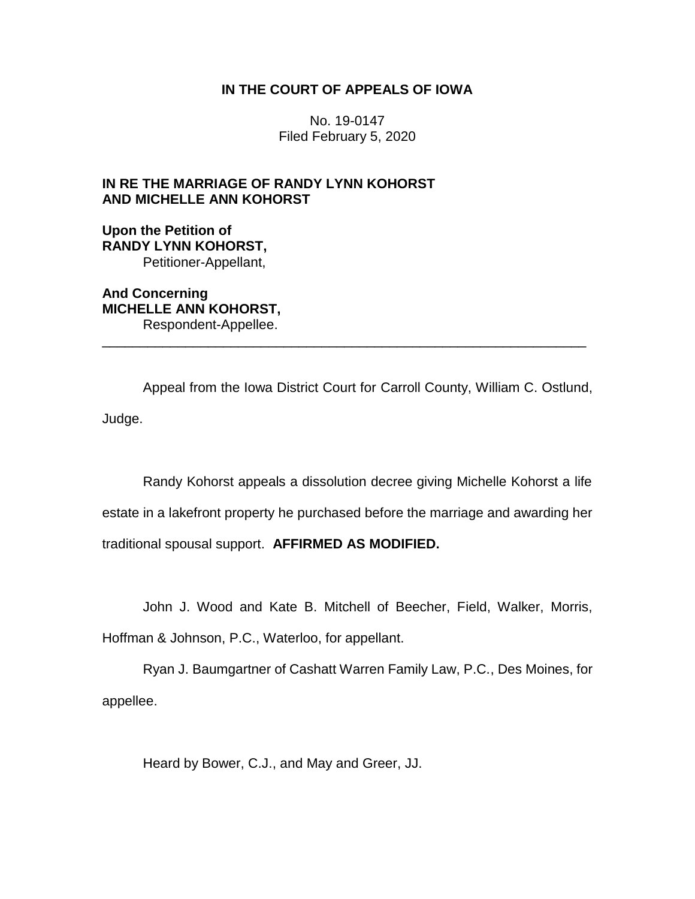**IN THE COURT OF APPEALS OF IOWA**

No. 19-0147
Filed February 5, 2020

**IN RE THE MARRIAGE OF RANDY LYNN KOHORST AND MICHELLE ANN KOHORST**

**Upon the Petition of**
**RANDY LYNN KOHORST,**
Petitioner-Appellant,

**And Concerning**
**MICHELLE ANN KOHORST,**
Respondent-Appellee.

---

Appeal from the Iowa District Court for Carroll County, William C. Ostlund, Judge.

Randy Kohorst appeals a dissolution decree giving Michelle Kohorst a life estate in a lakefront property he purchased before the marriage and awarding her traditional spousal support. **AFFIRMED AS MODIFIED.**

John J. Wood and Kate B. Mitchell of Beecher, Field, Walker, Morris, Hoffman & Johnson, P.C., Waterloo, for appellant.

Ryan J. Baumgartner of Cashatt Warren Family Law, P.C., Des Moines, for appellee.

Heard by Bower, C.J., and May and Greer, JJ.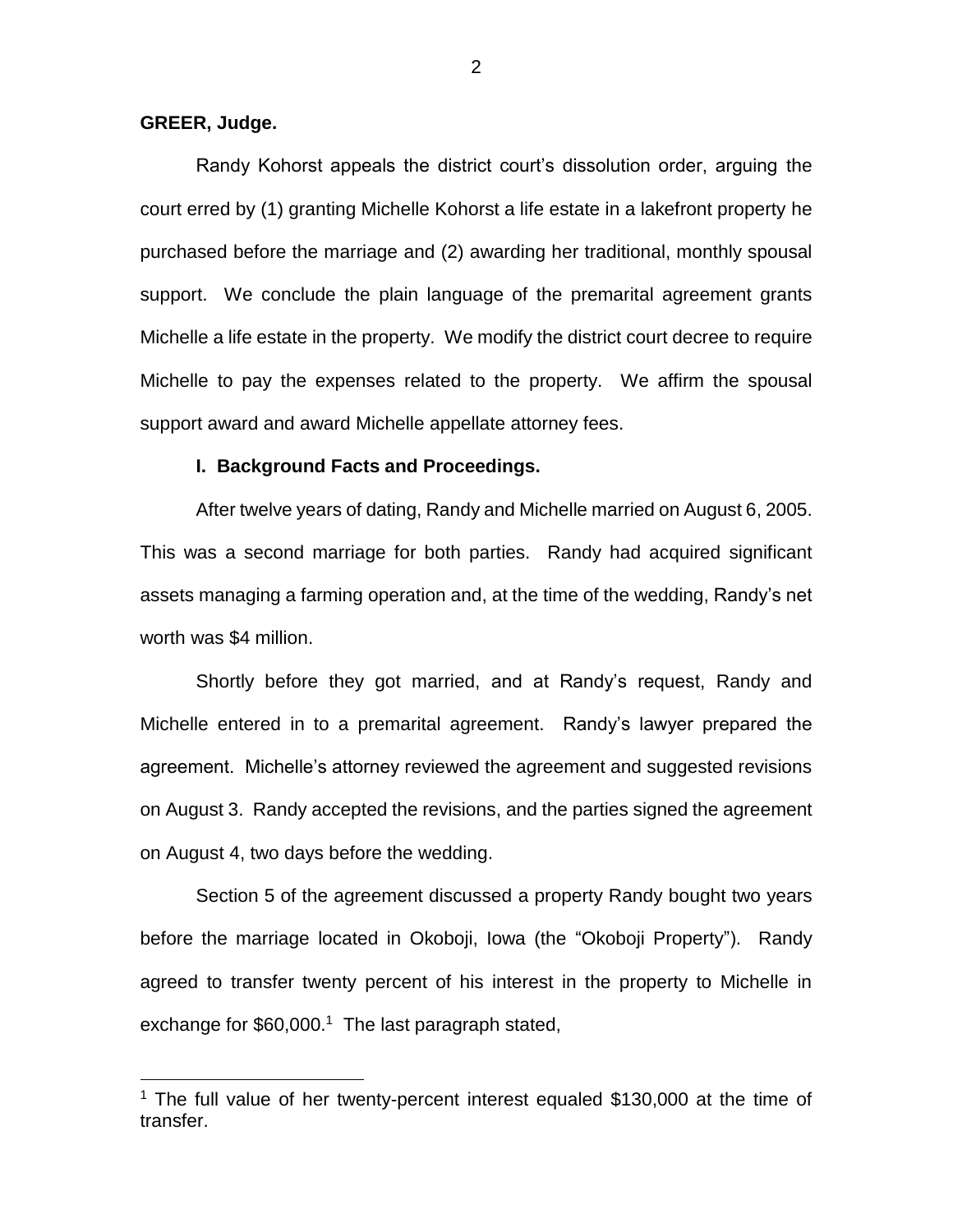**GREER, Judge.**

Randy Kohorst appeals the district court's dissolution order, arguing the court erred by (1) granting Michelle Kohorst a life estate in a lakefront property he purchased before the marriage and (2) awarding her traditional, monthly spousal support. We conclude the plain language of the premarital agreement grants Michelle a life estate in the property. We modify the district court decree to require Michelle to pay the expenses related to the property. We affirm the spousal support award and award Michelle appellate attorney fees.

## I. Background Facts and Proceedings.

After twelve years of dating, Randy and Michelle married on August 6, 2005. This was a second marriage for both parties. Randy had acquired significant assets managing a farming operation and, at the time of the wedding, Randy's net worth was $4 million.

Shortly before they got married, and at Randy's request, Randy and Michelle entered in to a premarital agreement. Randy's lawyer prepared the agreement. Michelle's attorney reviewed the agreement and suggested revisions on August 3. Randy accepted the revisions, and the parties signed the agreement on August 4, two days before the wedding.

Section 5 of the agreement discussed a property Randy bought two years before the marriage located in Okoboji, Iowa (the "Okoboji Property"). Randy agreed to transfer twenty percent of his interest in the property to Michelle in exchange for $60,000.[1] The last paragraph stated,

[1] The full value of her twenty-percent interest equaled $130,000 at the time of transfer.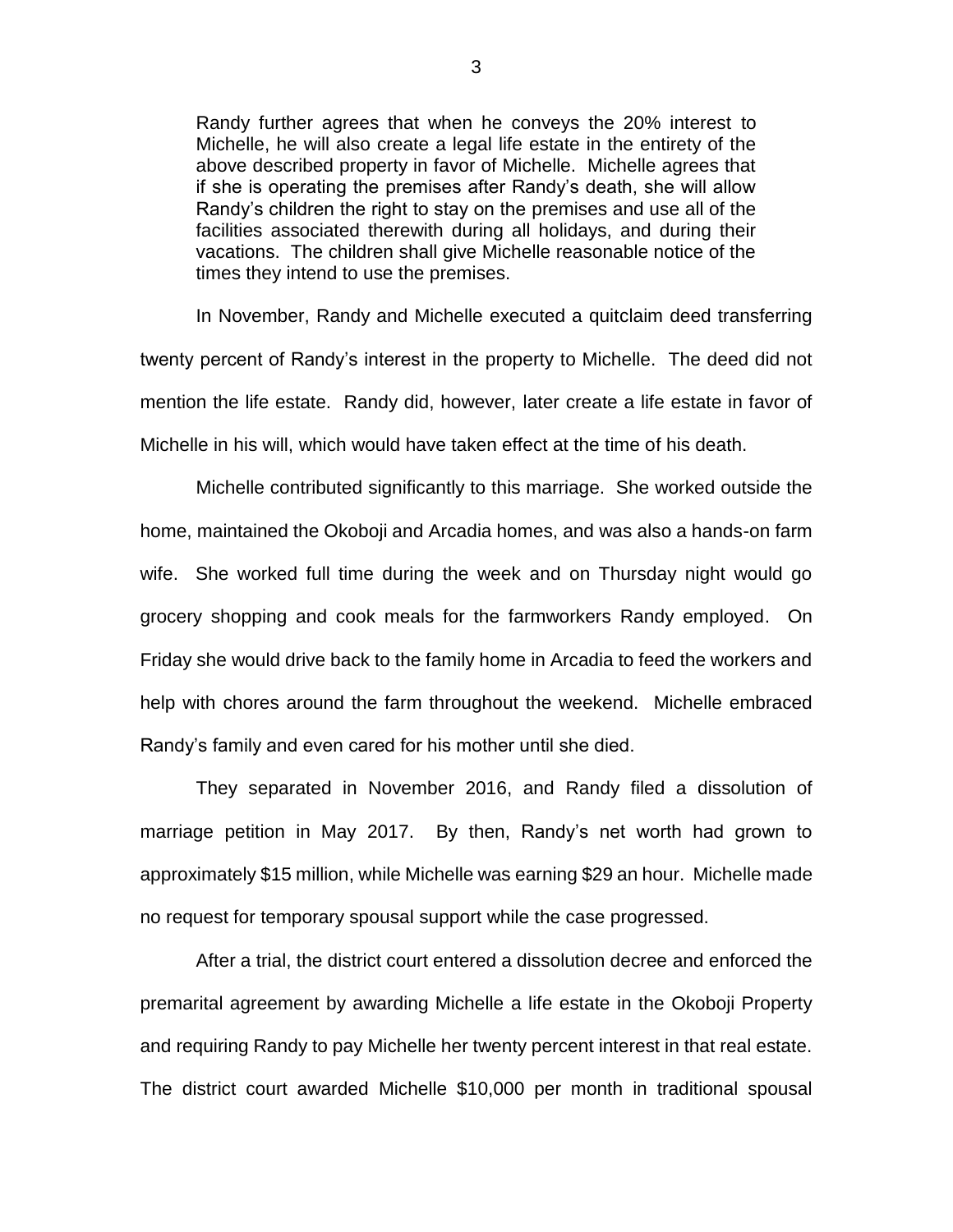> Randy further agrees that when he conveys the 20% interest to Michelle, he will also create a legal life estate in the entirety of the above described property in favor of Michelle. Michelle agrees that if she is operating the premises after Randy's death, she will allow Randy's children the right to stay on the premises and use all of the facilities associated therewith during all holidays, and during their vacations. The children shall give Michelle reasonable notice of the times they intend to use the premises.

In November, Randy and Michelle executed a quitclaim deed transferring twenty percent of Randy's interest in the property to Michelle. The deed did not mention the life estate. Randy did, however, later create a life estate in favor of Michelle in his will, which would have taken effect at the time of his death.

Michelle contributed significantly to this marriage. She worked outside the home, maintained the Okoboji and Arcadia homes, and was also a hands-on farm wife. She worked full time during the week and on Thursday night would go grocery shopping and cook meals for the farmworkers Randy employed. On Friday she would drive back to the family home in Arcadia to feed the workers and help with chores around the farm throughout the weekend. Michelle embraced Randy's family and even cared for his mother until she died.

They separated in November 2016, and Randy filed a dissolution of marriage petition in May 2017. By then, Randy's net worth had grown to approximately $15 million, while Michelle was earning $29 an hour. Michelle made no request for temporary spousal support while the case progressed.

After a trial, the district court entered a dissolution decree and enforced the premarital agreement by awarding Michelle a life estate in the Okoboji Property and requiring Randy to pay Michelle her twenty percent interest in that real estate. The district court awarded Michelle $10,000 per month in traditional spousal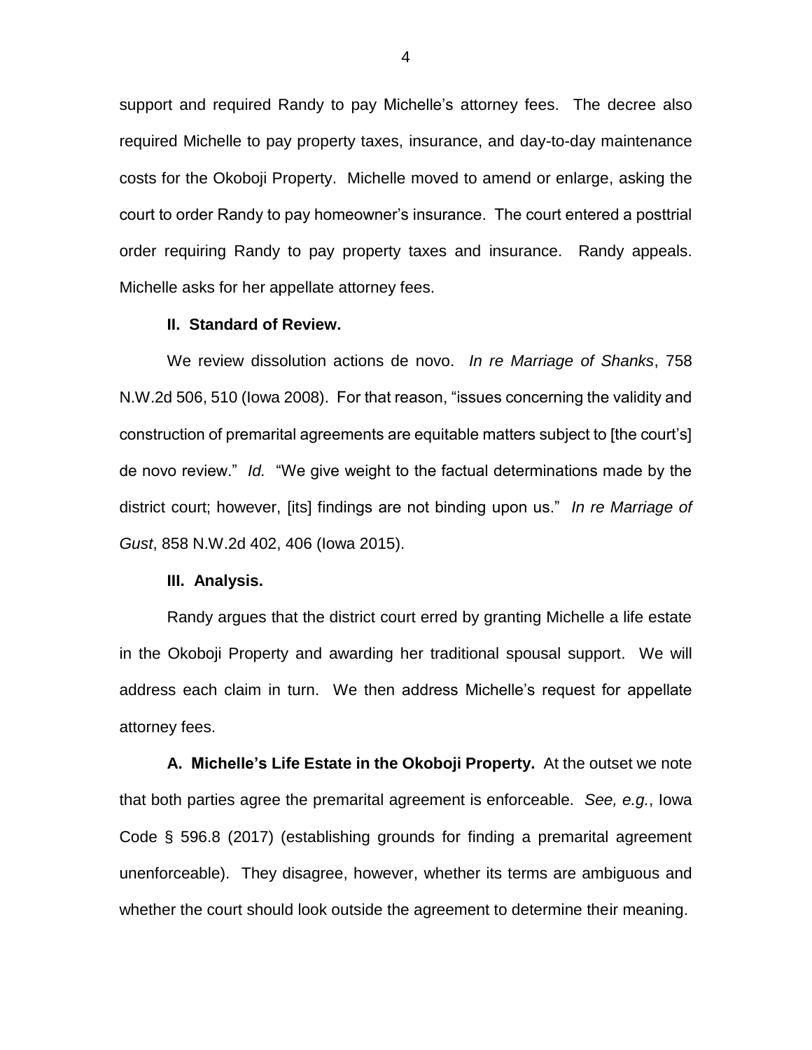support and required Randy to pay Michelle's attorney fees. The decree also required Michelle to pay property taxes, insurance, and day-to-day maintenance costs for the Okoboji Property. Michelle moved to amend or enlarge, asking the court to order Randy to pay homeowner's insurance. The court entered a posttrial order requiring Randy to pay property taxes and insurance. Randy appeals. Michelle asks for her appellate attorney fees.

## II. Standard of Review.

We review dissolution actions de novo. *In re Marriage of Shanks*, 758 N.W.2d 506, 510 (Iowa 2008). For that reason, "issues concerning the validity and construction of premarital agreements are equitable matters subject to [the court's] de novo review." *Id.* "We give weight to the factual determinations made by the district court; however, [its] findings are not binding upon us." *In re Marriage of Gust*, 858 N.W.2d 402, 406 (Iowa 2015).

## III. Analysis.

Randy argues that the district court erred by granting Michelle a life estate in the Okoboji Property and awarding her traditional spousal support. We will address each claim in turn. We then address Michelle's request for appellate attorney fees.

**A. Michelle's Life Estate in the Okoboji Property.** At the outset we note that both parties agree the premarital agreement is enforceable. *See, e.g.*, Iowa Code § 596.8 (2017) (establishing grounds for finding a premarital agreement unenforceable). They disagree, however, whether its terms are ambiguous and whether the court should look outside the agreement to determine their meaning.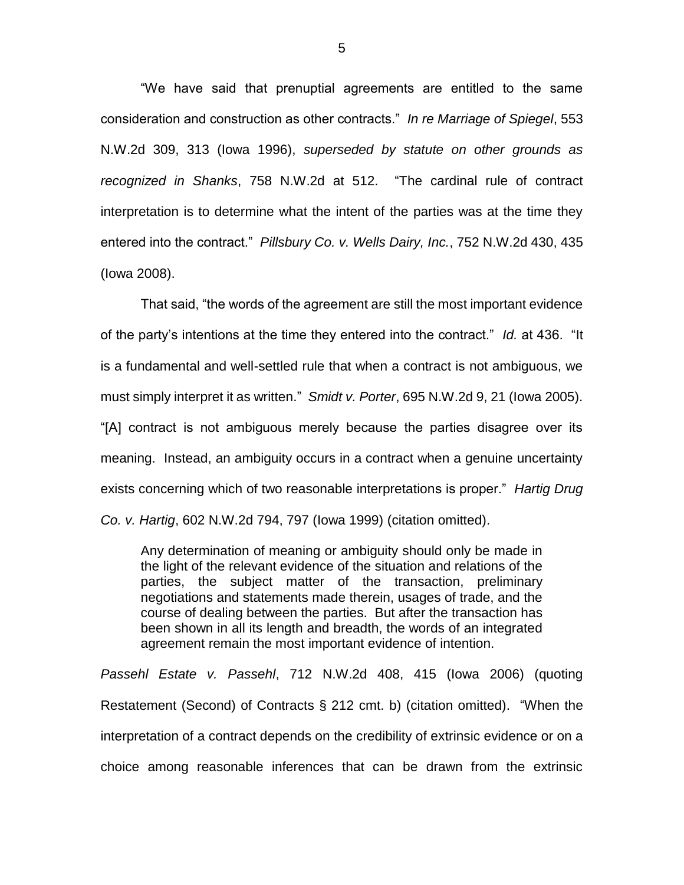"We have said that prenuptial agreements are entitled to the same consideration and construction as other contracts." *In re Marriage of Spiegel*, 553 N.W.2d 309, 313 (Iowa 1996), *superseded by statute on other grounds as recognized in Shanks*, 758 N.W.2d at 512. "The cardinal rule of contract interpretation is to determine what the intent of the parties was at the time they entered into the contract." *Pillsbury Co. v. Wells Dairy, Inc.*, 752 N.W.2d 430, 435 (Iowa 2008).

That said, "the words of the agreement are still the most important evidence of the party's intentions at the time they entered into the contract." *Id.* at 436. "It is a fundamental and well-settled rule that when a contract is not ambiguous, we must simply interpret it as written." *Smidt v. Porter*, 695 N.W.2d 9, 21 (Iowa 2005). "[A] contract is not ambiguous merely because the parties disagree over its meaning. Instead, an ambiguity occurs in a contract when a genuine uncertainty exists concerning which of two reasonable interpretations is proper." *Hartig Drug Co. v. Hartig*, 602 N.W.2d 794, 797 (Iowa 1999) (citation omitted).

> Any determination of meaning or ambiguity should only be made in the light of the relevant evidence of the situation and relations of the parties, the subject matter of the transaction, preliminary negotiations and statements made therein, usages of trade, and the course of dealing between the parties. But after the transaction has been shown in all its length and breadth, the words of an integrated agreement remain the most important evidence of intention.

*Passehl Estate v. Passehl*, 712 N.W.2d 408, 415 (Iowa 2006) (quoting Restatement (Second) of Contracts § 212 cmt. b) (citation omitted). "When the interpretation of a contract depends on the credibility of extrinsic evidence or on a choice among reasonable inferences that can be drawn from the extrinsic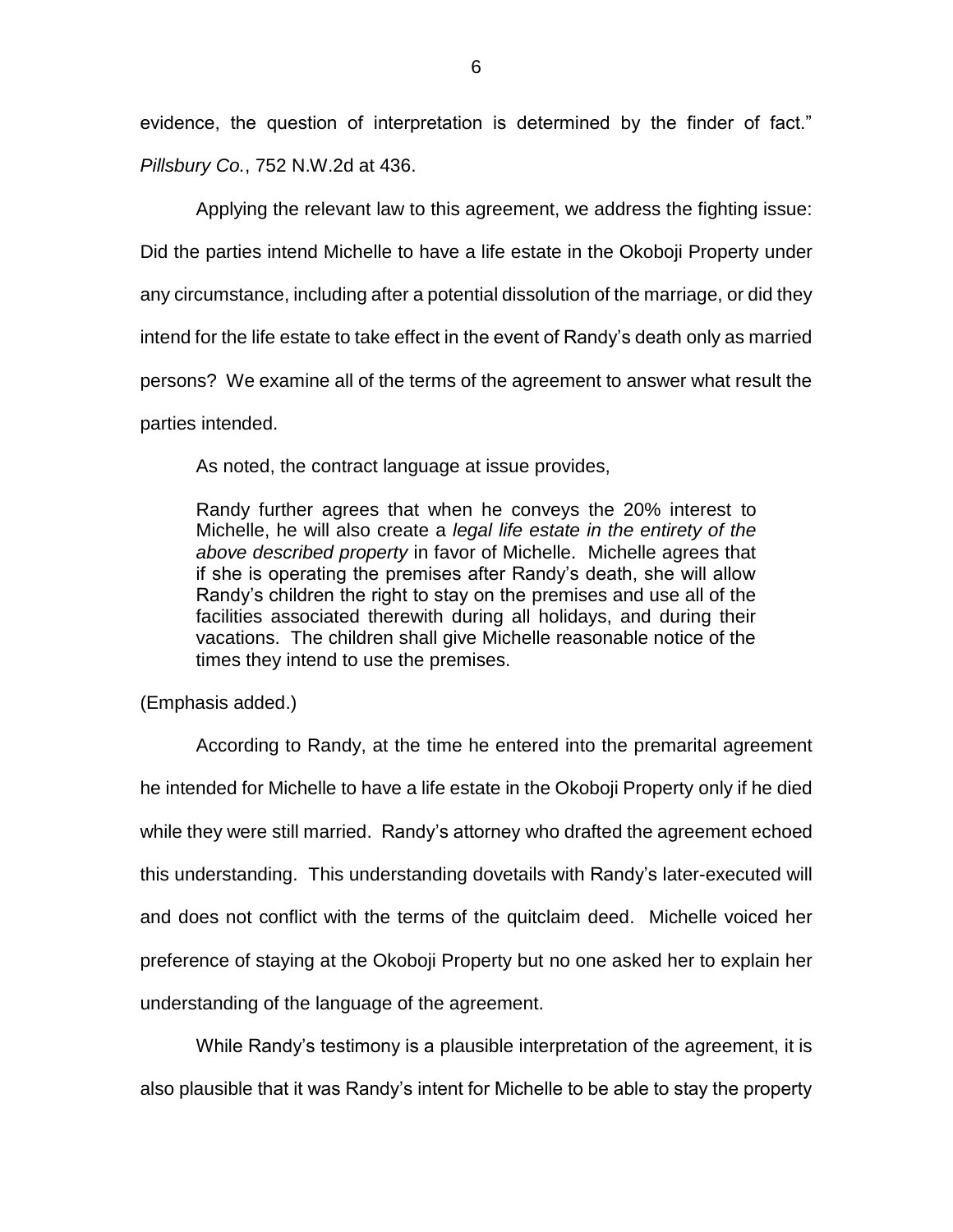evidence, the question of interpretation is determined by the finder of fact." *Pillsbury Co.*, 752 N.W.2d at 436.

Applying the relevant law to this agreement, we address the fighting issue: Did the parties intend Michelle to have a life estate in the Okoboji Property under any circumstance, including after a potential dissolution of the marriage, or did they intend for the life estate to take effect in the event of Randy's death only as married persons? We examine all of the terms of the agreement to answer what result the parties intended.

As noted, the contract language at issue provides,

> Randy further agrees that when he conveys the 20% interest to Michelle, he will also create a *legal life estate in the entirety of the above described property* in favor of Michelle. Michelle agrees that if she is operating the premises after Randy's death, she will allow Randy's children the right to stay on the premises and use all of the facilities associated therewith during all holidays, and during their vacations. The children shall give Michelle reasonable notice of the times they intend to use the premises.

(Emphasis added.)

According to Randy, at the time he entered into the premarital agreement he intended for Michelle to have a life estate in the Okoboji Property only if he died while they were still married. Randy's attorney who drafted the agreement echoed this understanding. This understanding dovetails with Randy's later-executed will and does not conflict with the terms of the quitclaim deed. Michelle voiced her preference of staying at the Okoboji Property but no one asked her to explain her understanding of the language of the agreement.

While Randy's testimony is a plausible interpretation of the agreement, it is also plausible that it was Randy's intent for Michelle to be able to stay the property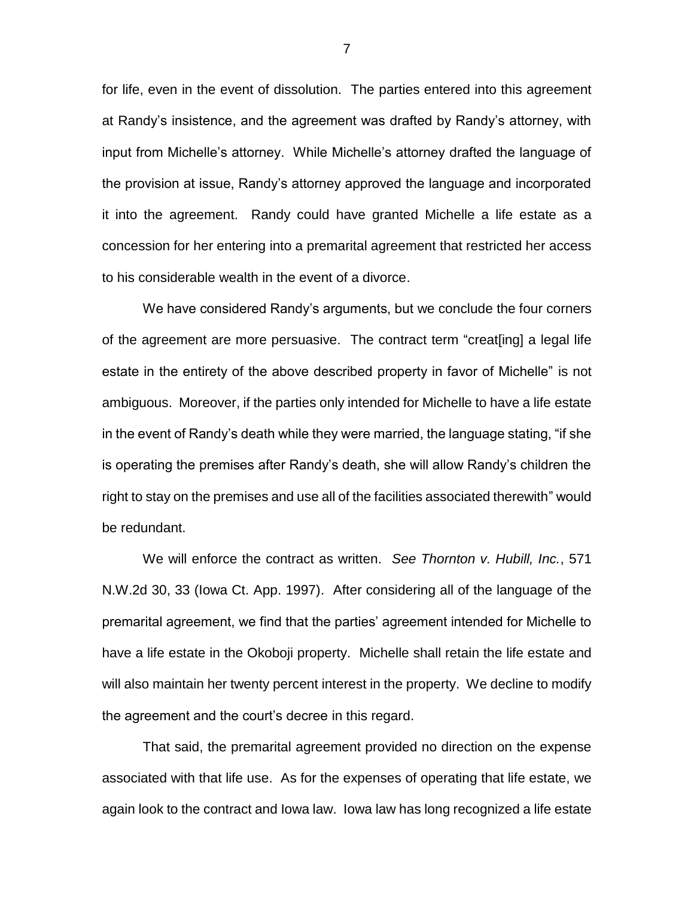for life, even in the event of dissolution. The parties entered into this agreement at Randy's insistence, and the agreement was drafted by Randy's attorney, with input from Michelle's attorney. While Michelle's attorney drafted the language of the provision at issue, Randy's attorney approved the language and incorporated it into the agreement. Randy could have granted Michelle a life estate as a concession for her entering into a premarital agreement that restricted her access to his considerable wealth in the event of a divorce.

We have considered Randy's arguments, but we conclude the four corners of the agreement are more persuasive. The contract term "creat[ing] a legal life estate in the entirety of the above described property in favor of Michelle" is not ambiguous. Moreover, if the parties only intended for Michelle to have a life estate in the event of Randy's death while they were married, the language stating, "if she is operating the premises after Randy's death, she will allow Randy's children the right to stay on the premises and use all of the facilities associated therewith" would be redundant.

We will enforce the contract as written. *See Thornton v. Hubill, Inc.*, 571 N.W.2d 30, 33 (Iowa Ct. App. 1997). After considering all of the language of the premarital agreement, we find that the parties' agreement intended for Michelle to have a life estate in the Okoboji property. Michelle shall retain the life estate and will also maintain her twenty percent interest in the property. We decline to modify the agreement and the court's decree in this regard.

That said, the premarital agreement provided no direction on the expense associated with that life use. As for the expenses of operating that life estate, we again look to the contract and Iowa law. Iowa law has long recognized a life estate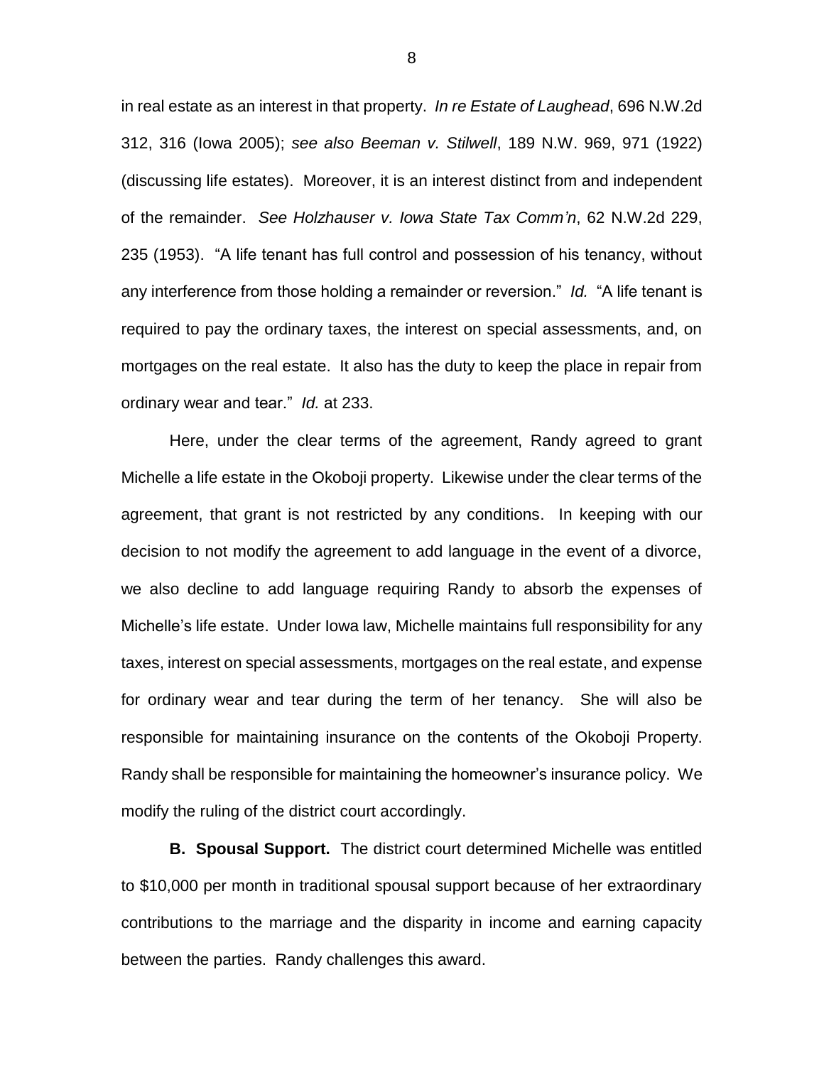in real estate as an interest in that property. *In re Estate of Laughead*, 696 N.W.2d 312, 316 (Iowa 2005); *see also Beeman v. Stilwell*, 189 N.W. 969, 971 (1922) (discussing life estates). Moreover, it is an interest distinct from and independent of the remainder. *See Holzhauser v. Iowa State Tax Comm'n*, 62 N.W.2d 229, 235 (1953). "A life tenant has full control and possession of his tenancy, without any interference from those holding a remainder or reversion." *Id.* "A life tenant is required to pay the ordinary taxes, the interest on special assessments, and, on mortgages on the real estate. It also has the duty to keep the place in repair from ordinary wear and tear." *Id.* at 233.

Here, under the clear terms of the agreement, Randy agreed to grant Michelle a life estate in the Okoboji property. Likewise under the clear terms of the agreement, that grant is not restricted by any conditions. In keeping with our decision to not modify the agreement to add language in the event of a divorce, we also decline to add language requiring Randy to absorb the expenses of Michelle's life estate. Under Iowa law, Michelle maintains full responsibility for any taxes, interest on special assessments, mortgages on the real estate, and expense for ordinary wear and tear during the term of her tenancy. She will also be responsible for maintaining insurance on the contents of the Okoboji Property. Randy shall be responsible for maintaining the homeowner's insurance policy. We modify the ruling of the district court accordingly.

**B. Spousal Support.** The district court determined Michelle was entitled to $10,000 per month in traditional spousal support because of her extraordinary contributions to the marriage and the disparity in income and earning capacity between the parties. Randy challenges this award.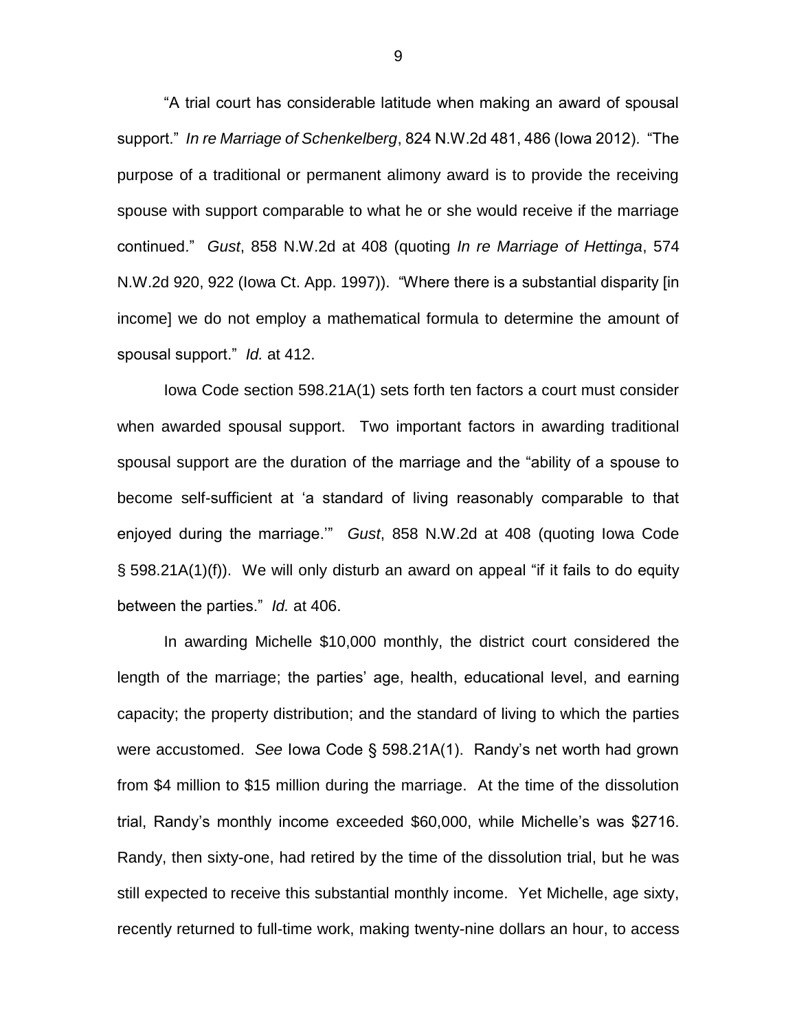"A trial court has considerable latitude when making an award of spousal support." *In re Marriage of Schenkelberg*, 824 N.W.2d 481, 486 (Iowa 2012). "The purpose of a traditional or permanent alimony award is to provide the receiving spouse with support comparable to what he or she would receive if the marriage continued." *Gust*, 858 N.W.2d at 408 (quoting *In re Marriage of Hettinga*, 574 N.W.2d 920, 922 (Iowa Ct. App. 1997)). "Where there is a substantial disparity [in income] we do not employ a mathematical formula to determine the amount of spousal support." *Id.* at 412.

Iowa Code section 598.21A(1) sets forth ten factors a court must consider when awarded spousal support. Two important factors in awarding traditional spousal support are the duration of the marriage and the "ability of a spouse to become self-sufficient at 'a standard of living reasonably comparable to that enjoyed during the marriage.'" *Gust*, 858 N.W.2d at 408 (quoting Iowa Code § 598.21A(1)(f)). We will only disturb an award on appeal "if it fails to do equity between the parties." *Id.* at 406.

In awarding Michelle $10,000 monthly, the district court considered the length of the marriage; the parties' age, health, educational level, and earning capacity; the property distribution; and the standard of living to which the parties were accustomed. *See* Iowa Code § 598.21A(1). Randy's net worth had grown from $4 million to $15 million during the marriage. At the time of the dissolution trial, Randy's monthly income exceeded $60,000, while Michelle's was $2716. Randy, then sixty-one, had retired by the time of the dissolution trial, but he was still expected to receive this substantial monthly income. Yet Michelle, age sixty, recently returned to full-time work, making twenty-nine dollars an hour, to access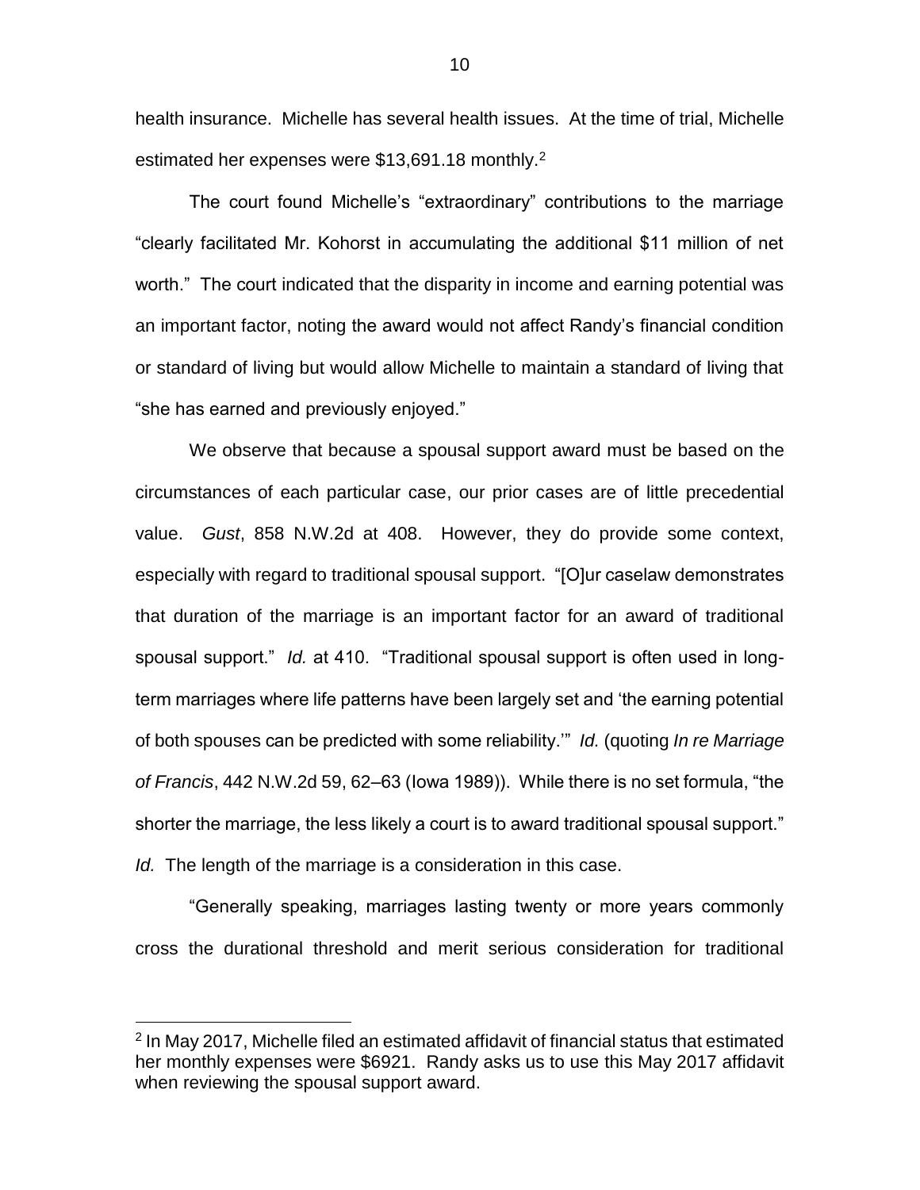health insurance. Michelle has several health issues. At the time of trial, Michelle estimated her expenses were $13,691.18 monthly.[2]

The court found Michelle's "extraordinary" contributions to the marriage "clearly facilitated Mr. Kohorst in accumulating the additional $11 million of net worth." The court indicated that the disparity in income and earning potential was an important factor, noting the award would not affect Randy's financial condition or standard of living but would allow Michelle to maintain a standard of living that "she has earned and previously enjoyed."

We observe that because a spousal support award must be based on the circumstances of each particular case, our prior cases are of little precedential value. *Gust*, 858 N.W.2d at 408. However, they do provide some context, especially with regard to traditional spousal support. "[O]ur caselaw demonstrates that duration of the marriage is an important factor for an award of traditional spousal support." *Id.* at 410. "Traditional spousal support is often used in long-term marriages where life patterns have been largely set and 'the earning potential of both spouses can be predicted with some reliability.'" *Id.* (quoting *In re Marriage of Francis*, 442 N.W.2d 59, 62–63 (Iowa 1989)). While there is no set formula, "the shorter the marriage, the less likely a court is to award traditional spousal support." *Id.* The length of the marriage is a consideration in this case.

"Generally speaking, marriages lasting twenty or more years commonly cross the durational threshold and merit serious consideration for traditional

---

[2] In May 2017, Michelle filed an estimated affidavit of financial status that estimated her monthly expenses were $6921. Randy asks us to use this May 2017 affidavit when reviewing the spousal support award.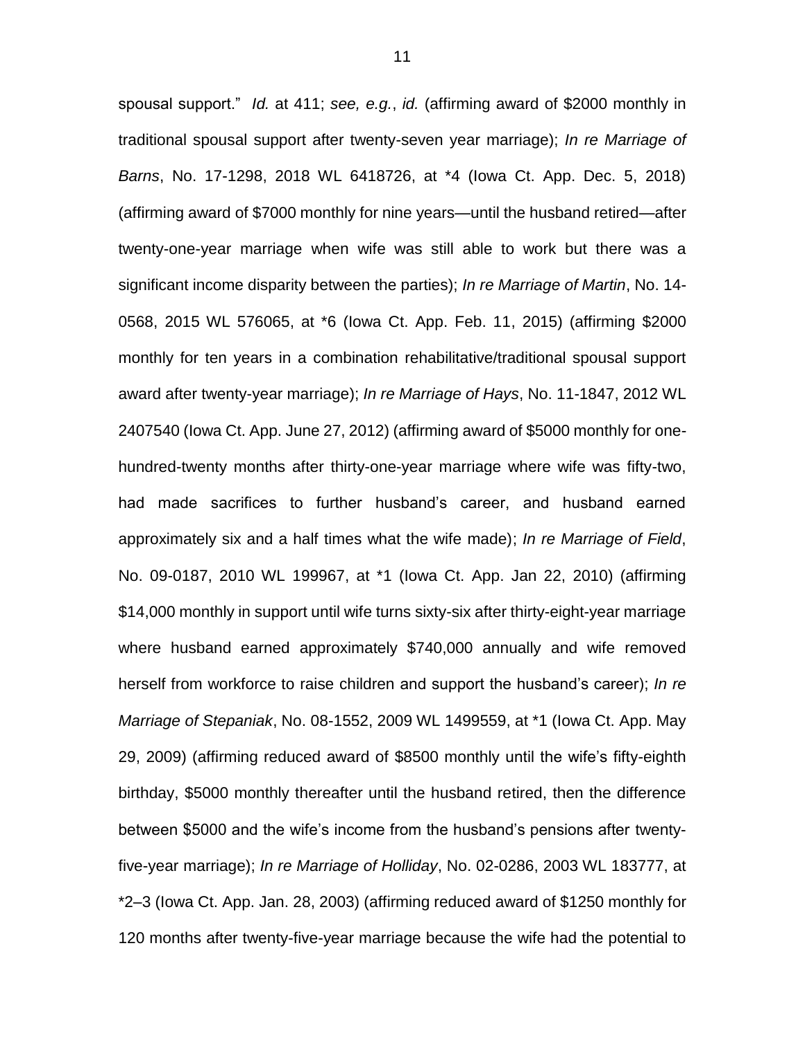spousal support." *Id.* at 411; *see, e.g.*, *id.* (affirming award of $2000 monthly in traditional spousal support after twenty-seven year marriage); *In re Marriage of Barns*, No. 17-1298, 2018 WL 6418726, at *4 (Iowa Ct. App. Dec. 5, 2018) (affirming award of $7000 monthly for nine years—until the husband retired—after twenty-one-year marriage when wife was still able to work but there was a significant income disparity between the parties); *In re Marriage of Martin*, No. 14-0568, 2015 WL 576065, at *6 (Iowa Ct. App. Feb. 11, 2015) (affirming $2000 monthly for ten years in a combination rehabilitative/traditional spousal support award after twenty-year marriage); *In re Marriage of Hays*, No. 11-1847, 2012 WL 2407540 (Iowa Ct. App. June 27, 2012) (affirming award of $5000 monthly for one-hundred-twenty months after thirty-one-year marriage where wife was fifty-two, had made sacrifices to further husband's career, and husband earned approximately six and a half times what the wife made); *In re Marriage of Field*, No. 09-0187, 2010 WL 199967, at *1 (Iowa Ct. App. Jan 22, 2010) (affirming $14,000 monthly in support until wife turns sixty-six after thirty-eight-year marriage where husband earned approximately $740,000 annually and wife removed herself from workforce to raise children and support the husband's career); *In re Marriage of Stepaniak*, No. 08-1552, 2009 WL 1499559, at *1 (Iowa Ct. App. May 29, 2009) (affirming reduced award of $8500 monthly until the wife's fifty-eighth birthday, $5000 monthly thereafter until the husband retired, then the difference between $5000 and the wife's income from the husband's pensions after twenty-five-year marriage); *In re Marriage of Holliday*, No. 02-0286, 2003 WL 183777, at *2–3 (Iowa Ct. App. Jan. 28, 2003) (affirming reduced award of $1250 monthly for 120 months after twenty-five-year marriage because the wife had the potential to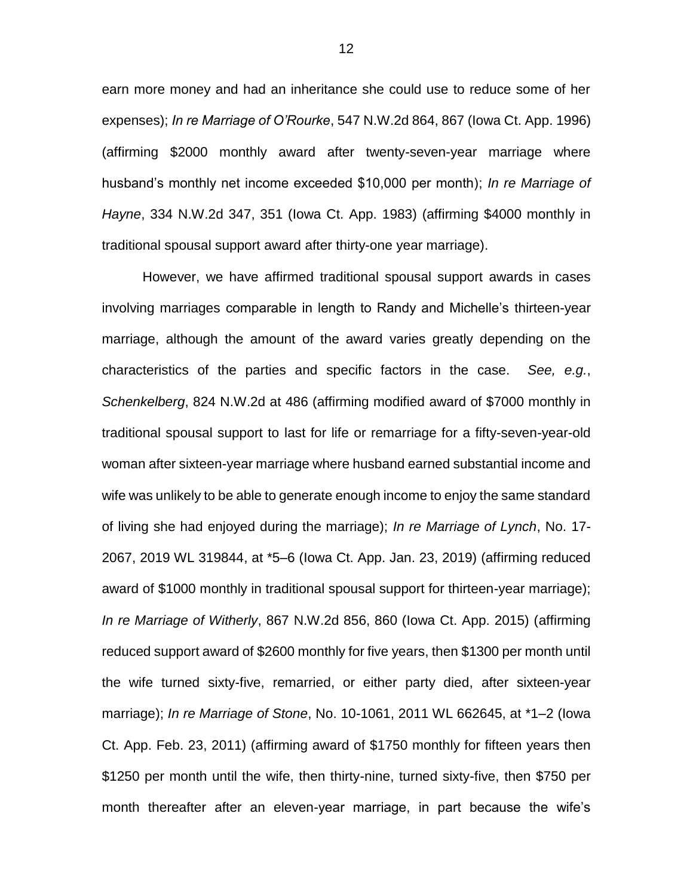earn more money and had an inheritance she could use to reduce some of her expenses); *In re Marriage of O'Rourke*, 547 N.W.2d 864, 867 (Iowa Ct. App. 1996) (affirming $2000 monthly award after twenty-seven-year marriage where husband's monthly net income exceeded $10,000 per month); *In re Marriage of Hayne*, 334 N.W.2d 347, 351 (Iowa Ct. App. 1983) (affirming $4000 monthly in traditional spousal support award after thirty-one year marriage).

However, we have affirmed traditional spousal support awards in cases involving marriages comparable in length to Randy and Michelle's thirteen-year marriage, although the amount of the award varies greatly depending on the characteristics of the parties and specific factors in the case. *See, e.g.*, *Schenkelberg*, 824 N.W.2d at 486 (affirming modified award of $7000 monthly in traditional spousal support to last for life or remarriage for a fifty-seven-year-old woman after sixteen-year marriage where husband earned substantial income and wife was unlikely to be able to generate enough income to enjoy the same standard of living she had enjoyed during the marriage); *In re Marriage of Lynch*, No. 17-2067, 2019 WL 319844, at *5–6 (Iowa Ct. App. Jan. 23, 2019) (affirming reduced award of $1000 monthly in traditional spousal support for thirteen-year marriage); *In re Marriage of Witherly*, 867 N.W.2d 856, 860 (Iowa Ct. App. 2015) (affirming reduced support award of $2600 monthly for five years, then $1300 per month until the wife turned sixty-five, remarried, or either party died, after sixteen-year marriage); *In re Marriage of Stone*, No. 10-1061, 2011 WL 662645, at *1–2 (Iowa Ct. App. Feb. 23, 2011) (affirming award of $1750 monthly for fifteen years then $1250 per month until the wife, then thirty-nine, turned sixty-five, then $750 per month thereafter after an eleven-year marriage, in part because the wife's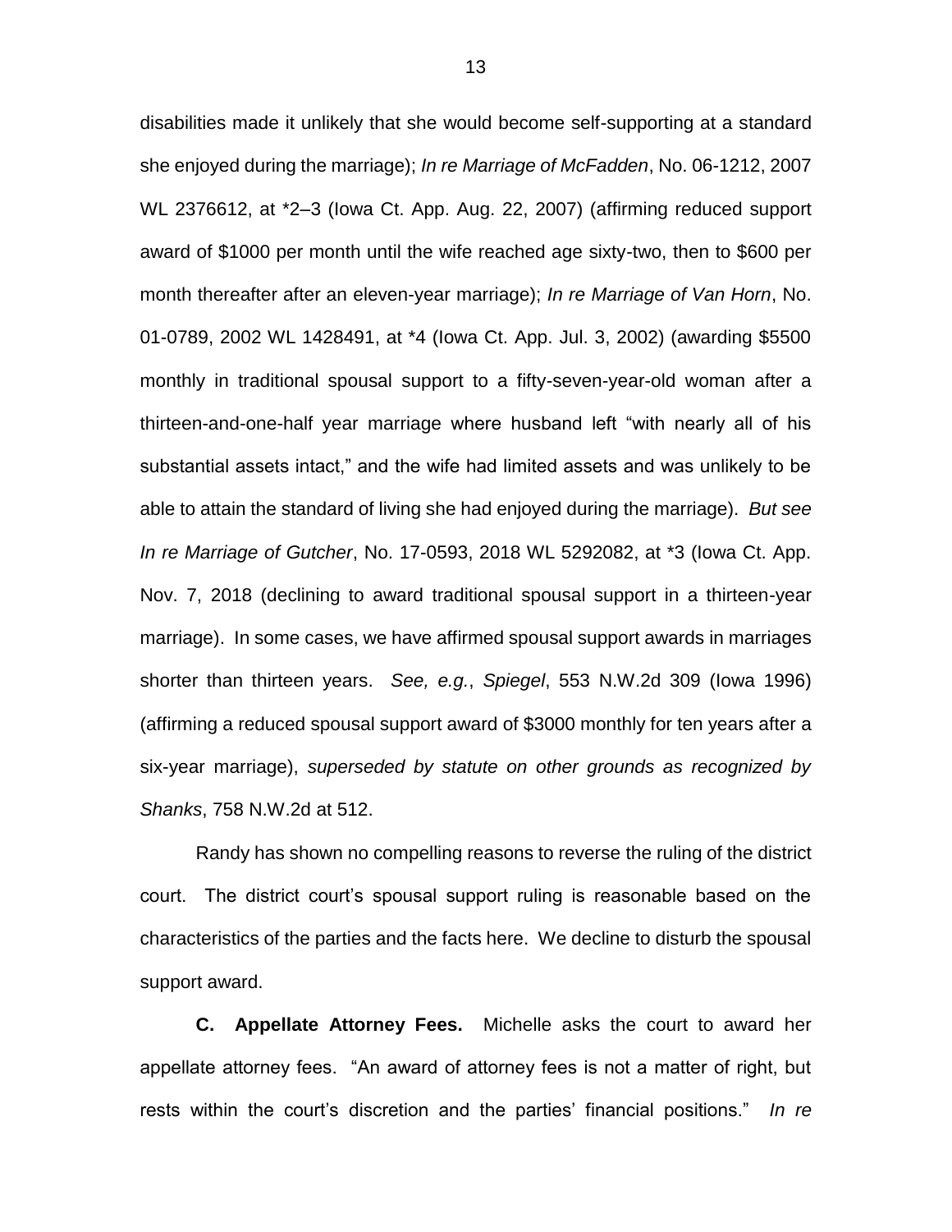disabilities made it unlikely that she would become self-supporting at a standard she enjoyed during the marriage); *In re Marriage of McFadden*, No. 06-1212, 2007 WL 2376612, at *2–3 (Iowa Ct. App. Aug. 22, 2007) (affirming reduced support award of $1000 per month until the wife reached age sixty-two, then to $600 per month thereafter after an eleven-year marriage); *In re Marriage of Van Horn*, No. 01-0789, 2002 WL 1428491, at *4 (Iowa Ct. App. Jul. 3, 2002) (awarding $5500 monthly in traditional spousal support to a fifty-seven-year-old woman after a thirteen-and-one-half year marriage where husband left "with nearly all of his substantial assets intact," and the wife had limited assets and was unlikely to be able to attain the standard of living she had enjoyed during the marriage). *But see In re Marriage of Gutcher*, No. 17-0593, 2018 WL 5292082, at *3 (Iowa Ct. App. Nov. 7, 2018 (declining to award traditional spousal support in a thirteen-year marriage). In some cases, we have affirmed spousal support awards in marriages shorter than thirteen years. *See, e.g.*, *Spiegel*, 553 N.W.2d 309 (Iowa 1996) (affirming a reduced spousal support award of $3000 monthly for ten years after a six-year marriage), *superseded by statute on other grounds as recognized by Shanks*, 758 N.W.2d at 512.

Randy has shown no compelling reasons to reverse the ruling of the district court. The district court's spousal support ruling is reasonable based on the characteristics of the parties and the facts here. We decline to disturb the spousal support award.

**C. Appellate Attorney Fees.** Michelle asks the court to award her appellate attorney fees. "An award of attorney fees is not a matter of right, but rests within the court's discretion and the parties' financial positions." *In re*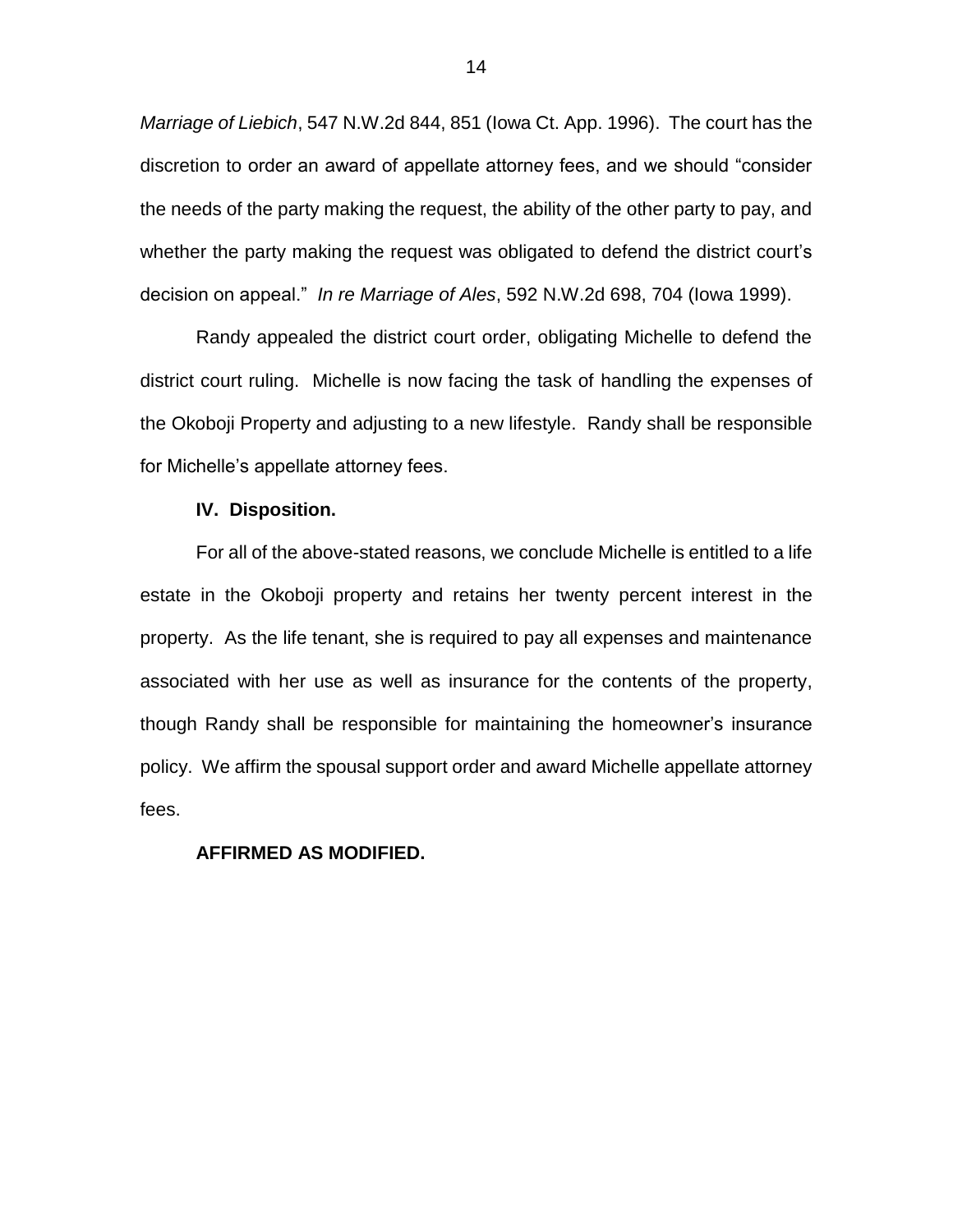*Marriage of Liebich*, 547 N.W.2d 844, 851 (Iowa Ct. App. 1996). The court has the discretion to order an award of appellate attorney fees, and we should "consider the needs of the party making the request, the ability of the other party to pay, and whether the party making the request was obligated to defend the district court's decision on appeal." *In re Marriage of Ales*, 592 N.W.2d 698, 704 (Iowa 1999).

Randy appealed the district court order, obligating Michelle to defend the district court ruling. Michelle is now facing the task of handling the expenses of the Okoboji Property and adjusting to a new lifestyle. Randy shall be responsible for Michelle's appellate attorney fees.

**IV. Disposition.**

For all of the above-stated reasons, we conclude Michelle is entitled to a life estate in the Okoboji property and retains her twenty percent interest in the property. As the life tenant, she is required to pay all expenses and maintenance associated with her use as well as insurance for the contents of the property, though Randy shall be responsible for maintaining the homeowner's insurance policy. We affirm the spousal support order and award Michelle appellate attorney fees.

**AFFIRMED AS MODIFIED.**